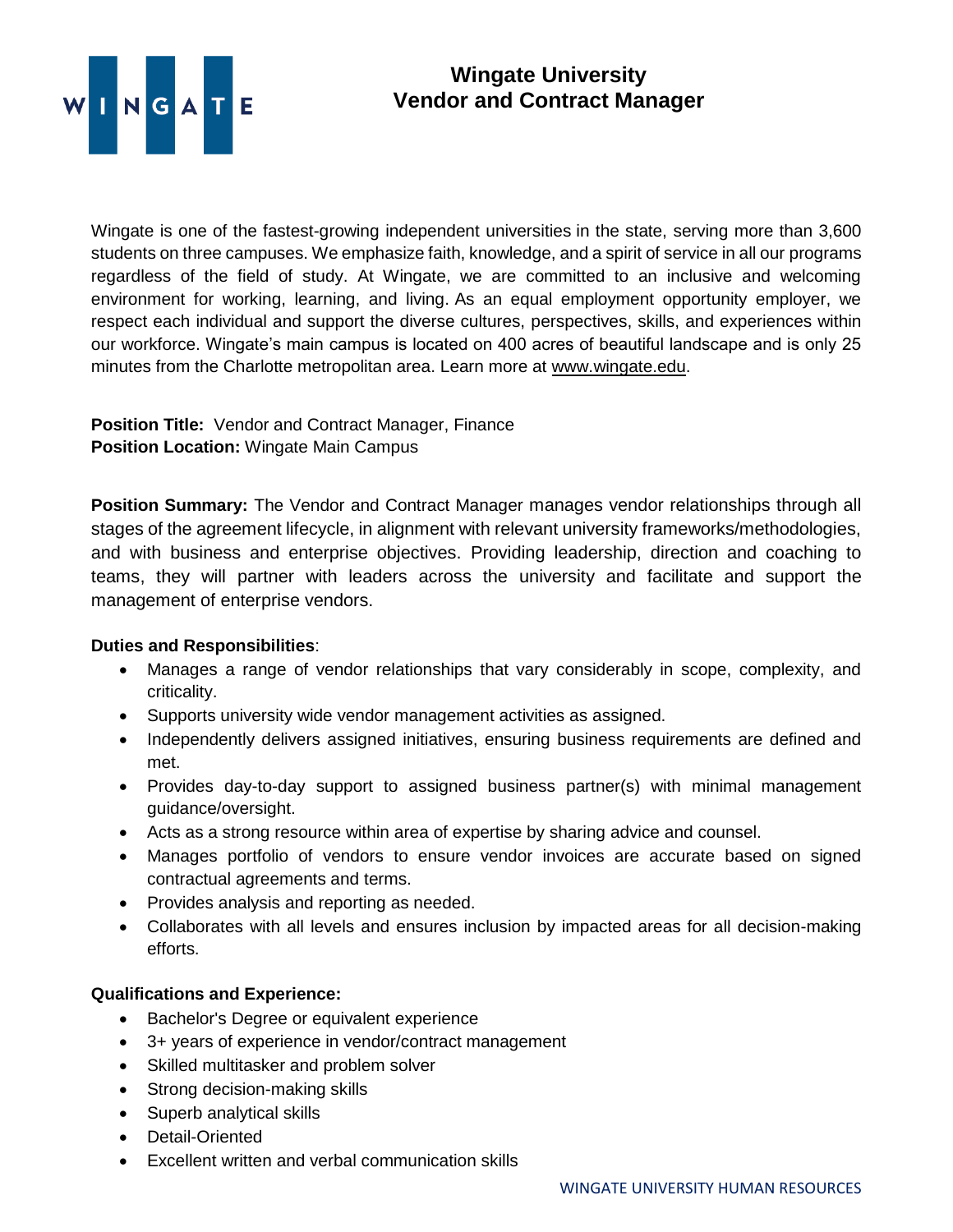# Wingate University
## Vendor and Contract Manager

Wingate is one of the fastest-growing independent universities in the state, serving more than 3,600 students on three campuses. We emphasize faith, knowledge, and a spirit of service in all our programs regardless of the field of study. At Wingate, we are committed to an inclusive and welcoming environment for working, learning, and living. As an equal employment opportunity employer, we respect each individual and support the diverse cultures, perspectives, skills, and experiences within our workforce. Wingate's main campus is located on 400 acres of beautiful landscape and is only 25 minutes from the Charlotte metropolitan area. Learn more at www.wingate.edu.

**Position Title:** Vendor and Contract Manager, Finance
**Position Location:** Wingate Main Campus

**Position Summary:** The Vendor and Contract Manager manages vendor relationships through all stages of the agreement lifecycle, in alignment with relevant university frameworks/methodologies, and with business and enterprise objectives. Providing leadership, direction and coaching to teams, they will partner with leaders across the university and facilitate and support the management of enterprise vendors.

**Duties and Responsibilities**:

- Manages a range of vendor relationships that vary considerably in scope, complexity, and criticality.
- Supports university wide vendor management activities as assigned.
- Independently delivers assigned initiatives, ensuring business requirements are defined and met.
- Provides day-to-day support to assigned business partner(s) with minimal management guidance/oversight.
- Acts as a strong resource within area of expertise by sharing advice and counsel.
- Manages portfolio of vendors to ensure vendor invoices are accurate based on signed contractual agreements and terms.
- Provides analysis and reporting as needed.
- Collaborates with all levels and ensures inclusion by impacted areas for all decision-making efforts.

**Qualifications and Experience:**

- Bachelor's Degree or equivalent experience
- 3+ years of experience in vendor/contract management
- Skilled multitasker and problem solver
- Strong decision-making skills
- Superb analytical skills
- Detail-Oriented
- Excellent written and verbal communication skills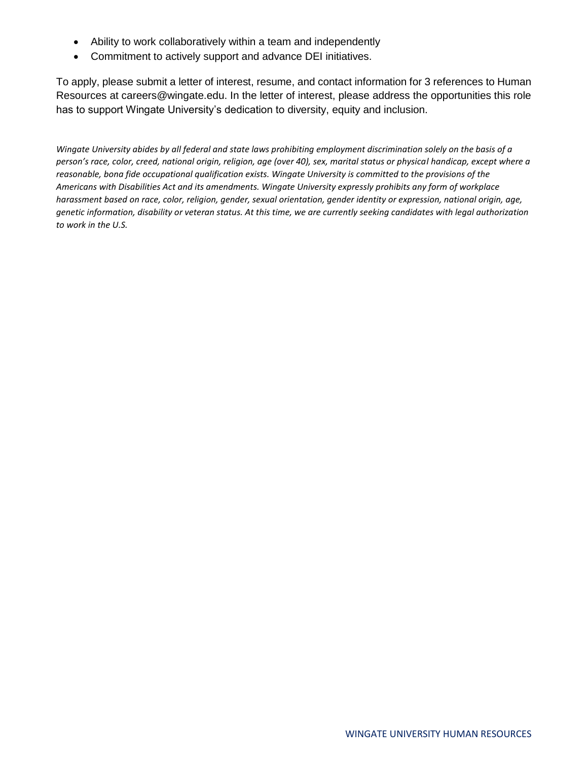- Ability to work collaboratively within a team and independently
- Commitment to actively support and advance DEI initiatives.

To apply, please submit a letter of interest, resume, and contact information for 3 references to Human Resources at careers@wingate.edu. In the letter of interest, please address the opportunities this role has to support Wingate University's dedication to diversity, equity and inclusion.

*Wingate University abides by all federal and state laws prohibiting employment discrimination solely on the basis of a person's race, color, creed, national origin, religion, age (over 40), sex, marital status or physical handicap, except where a reasonable, bona fide occupational qualification exists. Wingate University is committed to the provisions of the Americans with Disabilities Act and its amendments. Wingate University expressly prohibits any form of workplace harassment based on race, color, religion, gender, sexual orientation, gender identity or expression, national origin, age, genetic information, disability or veteran status. At this time, we are currently seeking candidates with legal authorization to work in the U.S.*